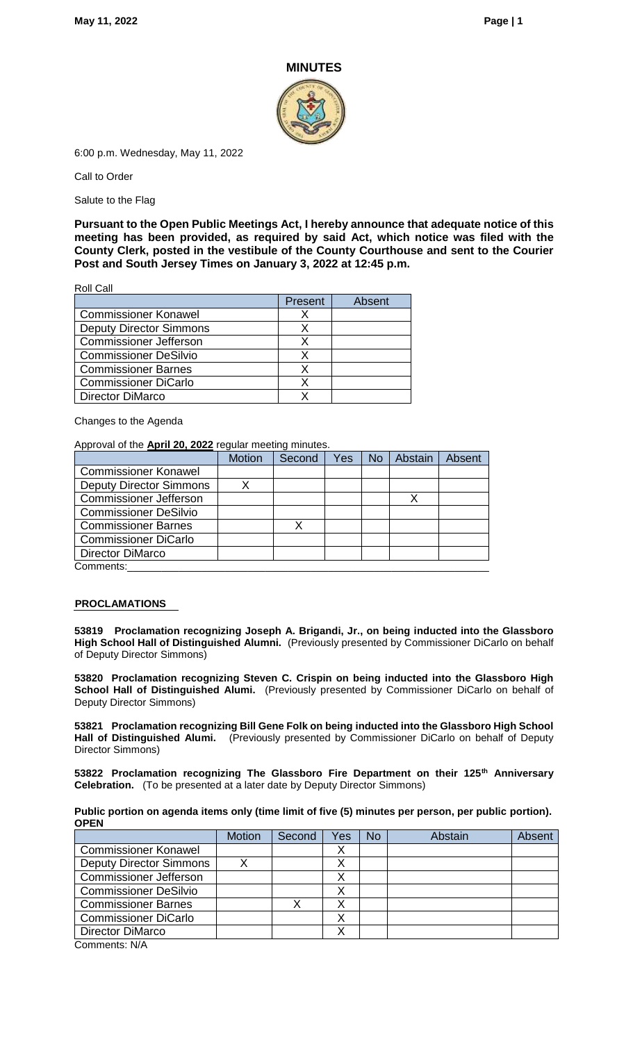# MINUTES

6:00 p.m. Wednesday, May 11, 2022

Call to Order

Salute to the Flag

**Pursuant to the Open Public Meetings Act, I hereby announce that adequate notice of this meeting has been provided, as required by said Act, which notice was filed with the County Clerk, posted in the vestibule of the County Courthouse and sent to the Courier Post and South Jersey Times on January 3, 2022 at 12:45 p.m.**

Roll Call

| | Present | Absent |
|---|---|---|
| Commissioner Konawel | X | |
| Deputy Director Simmons | X | |
| Commissioner Jefferson | X | |
| Commissioner DeSilvio | X | |
| Commissioner Barnes | X | |
| Commissioner DiCarlo | X | |
| Director DiMarco | X | |

Changes to the Agenda

Approval of the **April 20, 2022** regular meeting minutes.

| | Motion | Second | Yes | No | Abstain | Absent |
|---|---|---|---|---|---|---|
| Commissioner Konawel | | | | | | |
| Deputy Director Simmons | X | | | | | |
| Commissioner Jefferson | | | | | X | |
| Commissioner DeSilvio | | | | | | |
| Commissioner Barnes | | X | | | | |
| Commissioner DiCarlo | | | | | | |
| Director DiMarco | | | | | | |

Comments:

## PROCLAMATIONS

**53819 Proclamation recognizing Joseph A. Brigandi, Jr., on being inducted into the Glassboro High School Hall of Distinguished Alumni.** (Previously presented by Commissioner DiCarlo on behalf of Deputy Director Simmons)

**53820 Proclamation recognizing Steven C. Crispin on being inducted into the Glassboro High School Hall of Distinguished Alumi.** (Previously presented by Commissioner DiCarlo on behalf of Deputy Director Simmons)

**53821 Proclamation recognizing Bill Gene Folk on being inducted into the Glassboro High School Hall of Distinguished Alumi.** (Previously presented by Commissioner DiCarlo on behalf of Deputy Director Simmons)

**53822 Proclamation recognizing The Glassboro Fire Department on their 125th Anniversary Celebration.** (To be presented at a later date by Deputy Director Simmons)

**Public portion on agenda items only (time limit of five (5) minutes per person, per public portion). OPEN**

| | Motion | Second | Yes | No | Abstain | Absent |
|---|---|---|---|---|---|---|
| Commissioner Konawel | | | X | | | |
| Deputy Director Simmons | X | | X | | | |
| Commissioner Jefferson | | | X | | | |
| Commissioner DeSilvio | | | X | | | |
| Commissioner Barnes | | X | X | | | |
| Commissioner DiCarlo | | | X | | | |
| Director DiMarco | | | X | | | |

Comments: N/A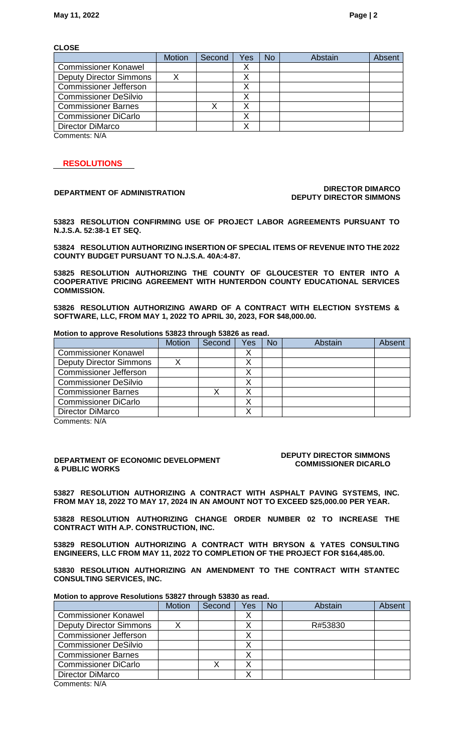**CLOSE**

| | Motion | Second | Yes | No | Abstain | Absent |
|---|---|---|---|---|---|---|
| Commissioner Konawel | | | X | | | |
| Deputy Director Simmons | X | | X | | | |
| Commissioner Jefferson | | | X | | | |
| Commissioner DeSilvio | | | X | | | |
| Commissioner Barnes | | X | X | | | |
| Commissioner DiCarlo | | | X | | | |
| Director DiMarco | | | X | | | |

Comments: N/A

## RESOLUTIONS

**DEPARTMENT OF ADMINISTRATION** — **DIRECTOR DIMARCO, DEPUTY DIRECTOR SIMMONS**

**53823 RESOLUTION CONFIRMING USE OF PROJECT LABOR AGREEMENTS PURSUANT TO N.J.S.A. 52:38-1 ET SEQ.**

**53824 RESOLUTION AUTHORIZING INSERTION OF SPECIAL ITEMS OF REVENUE INTO THE 2022 COUNTY BUDGET PURSUANT TO N.J.S.A. 40A:4-87.**

**53825 RESOLUTION AUTHORIZING THE COUNTY OF GLOUCESTER TO ENTER INTO A COOPERATIVE PRICING AGREEMENT WITH HUNTERDON COUNTY EDUCATIONAL SERVICES COMMISSION.**

**53826 RESOLUTION AUTHORIZING AWARD OF A CONTRACT WITH ELECTION SYSTEMS & SOFTWARE, LLC, FROM MAY 1, 2022 TO APRIL 30, 2023, FOR $48,000.00.**

**Motion to approve Resolutions 53823 through 53826 as read.**

| | Motion | Second | Yes | No | Abstain | Absent |
|---|---|---|---|---|---|---|
| Commissioner Konawel | | | X | | | |
| Deputy Director Simmons | X | | X | | | |
| Commissioner Jefferson | | | X | | | |
| Commissioner DeSilvio | | | X | | | |
| Commissioner Barnes | | X | X | | | |
| Commissioner DiCarlo | | | X | | | |
| Director DiMarco | | | X | | | |

Comments: N/A

**DEPARTMENT OF ECONOMIC DEVELOPMENT & PUBLIC WORKS** — **DEPUTY DIRECTOR SIMMONS, COMMISSIONER DICARLO**

**53827 RESOLUTION AUTHORIZING A CONTRACT WITH ASPHALT PAVING SYSTEMS, INC. FROM MAY 18, 2022 TO MAY 17, 2024 IN AN AMOUNT NOT TO EXCEED $25,000.00 PER YEAR.**

**53828 RESOLUTION AUTHORIZING CHANGE ORDER NUMBER 02 TO INCREASE THE CONTRACT WITH A.P. CONSTRUCTION, INC.**

**53829 RESOLUTION AUTHORIZING A CONTRACT WITH BRYSON & YATES CONSULTING ENGINEERS, LLC FROM MAY 11, 2022 TO COMPLETION OF THE PROJECT FOR $164,485.00.**

**53830 RESOLUTION AUTHORIZING AN AMENDMENT TO THE CONTRACT WITH STANTEC CONSULTING SERVICES, INC.**

**Motion to approve Resolutions 53827 through 53830 as read.**

| | Motion | Second | Yes | No | Abstain | Absent |
|---|---|---|---|---|---|---|
| Commissioner Konawel | | | X | | | |
| Deputy Director Simmons | X | | X | | R#53830 | |
| Commissioner Jefferson | | | X | | | |
| Commissioner DeSilvio | | | X | | | |
| Commissioner Barnes | | | X | | | |
| Commissioner DiCarlo | | X | X | | | |
| Director DiMarco | | | X | | | |

Comments: N/A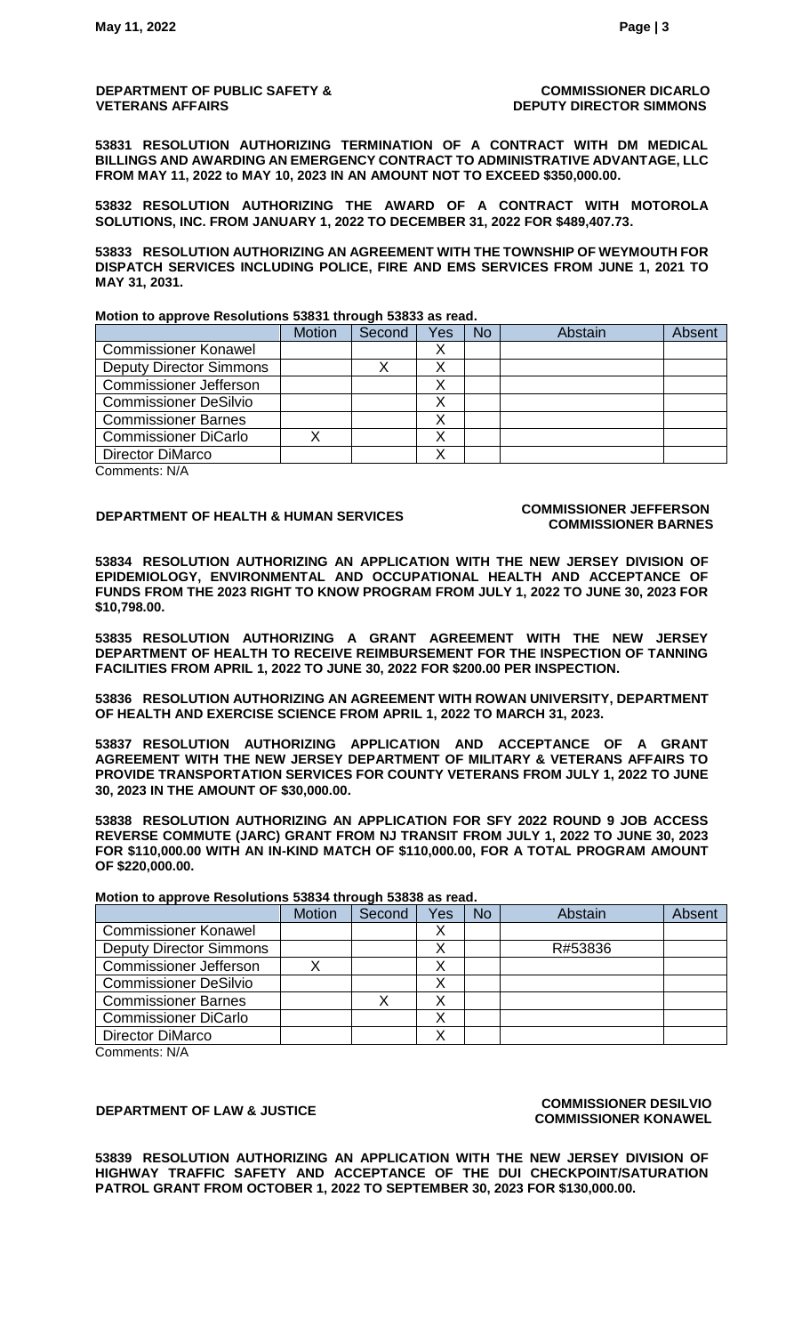**DEPARTMENT OF PUBLIC SAFETY & VETERANS AFFAIRS** — **COMMISSIONER DICARLO, DEPUTY DIRECTOR SIMMONS**

**53831 RESOLUTION AUTHORIZING TERMINATION OF A CONTRACT WITH DM MEDICAL BILLINGS AND AWARDING AN EMERGENCY CONTRACT TO ADMINISTRATIVE ADVANTAGE, LLC FROM MAY 11, 2022 to MAY 10, 2023 IN AN AMOUNT NOT TO EXCEED $350,000.00.**

**53832 RESOLUTION AUTHORIZING THE AWARD OF A CONTRACT WITH MOTOROLA SOLUTIONS, INC. FROM JANUARY 1, 2022 TO DECEMBER 31, 2022 FOR $489,407.73.**

**53833 RESOLUTION AUTHORIZING AN AGREEMENT WITH THE TOWNSHIP OF WEYMOUTH FOR DISPATCH SERVICES INCLUDING POLICE, FIRE AND EMS SERVICES FROM JUNE 1, 2021 TO MAY 31, 2031.**

**Motion to approve Resolutions 53831 through 53833 as read.**

| | Motion | Second | Yes | No | Abstain | Absent |
|---|---|---|---|---|---|---|
| Commissioner Konawel | | | X | | | |
| Deputy Director Simmons | | X | X | | | |
| Commissioner Jefferson | | | X | | | |
| Commissioner DeSilvio | | | X | | | |
| Commissioner Barnes | | | X | | | |
| Commissioner DiCarlo | X | | X | | | |
| Director DiMarco | | | X | | | |

Comments: N/A

**DEPARTMENT OF HEALTH & HUMAN SERVICES** — **COMMISSIONER JEFFERSON, COMMISSIONER BARNES**

**53834 RESOLUTION AUTHORIZING AN APPLICATION WITH THE NEW JERSEY DIVISION OF EPIDEMIOLOGY, ENVIRONMENTAL AND OCCUPATIONAL HEALTH AND ACCEPTANCE OF FUNDS FROM THE 2023 RIGHT TO KNOW PROGRAM FROM JULY 1, 2022 TO JUNE 30, 2023 FOR $10,798.00.**

**53835 RESOLUTION AUTHORIZING A GRANT AGREEMENT WITH THE NEW JERSEY DEPARTMENT OF HEALTH TO RECEIVE REIMBURSEMENT FOR THE INSPECTION OF TANNING FACILITIES FROM APRIL 1, 2022 TO JUNE 30, 2022 FOR $200.00 PER INSPECTION.**

**53836 RESOLUTION AUTHORIZING AN AGREEMENT WITH ROWAN UNIVERSITY, DEPARTMENT OF HEALTH AND EXERCISE SCIENCE FROM APRIL 1, 2022 TO MARCH 31, 2023.**

**53837 RESOLUTION AUTHORIZING APPLICATION AND ACCEPTANCE OF A GRANT AGREEMENT WITH THE NEW JERSEY DEPARTMENT OF MILITARY & VETERANS AFFAIRS TO PROVIDE TRANSPORTATION SERVICES FOR COUNTY VETERANS FROM JULY 1, 2022 TO JUNE 30, 2023 IN THE AMOUNT OF $30,000.00.**

**53838 RESOLUTION AUTHORIZING AN APPLICATION FOR SFY 2022 ROUND 9 JOB ACCESS REVERSE COMMUTE (JARC) GRANT FROM NJ TRANSIT FROM JULY 1, 2022 TO JUNE 30, 2023 FOR $110,000.00 WITH AN IN-KIND MATCH OF $110,000.00, FOR A TOTAL PROGRAM AMOUNT OF $220,000.00.**

**Motion to approve Resolutions 53834 through 53838 as read.**

| | Motion | Second | Yes | No | Abstain | Absent |
|---|---|---|---|---|---|---|
| Commissioner Konawel | | | X | | | |
| Deputy Director Simmons | | | X | | R#53836 | |
| Commissioner Jefferson | X | | X | | | |
| Commissioner DeSilvio | | | X | | | |
| Commissioner Barnes | | X | X | | | |
| Commissioner DiCarlo | | | X | | | |
| Director DiMarco | | | X | | | |

Comments: N/A

**DEPARTMENT OF LAW & JUSTICE** — **COMMISSIONER DESILVIO, COMMISSIONER KONAWEL**

**53839 RESOLUTION AUTHORIZING AN APPLICATION WITH THE NEW JERSEY DIVISION OF HIGHWAY TRAFFIC SAFETY AND ACCEPTANCE OF THE DUI CHECKPOINT/SATURATION PATROL GRANT FROM OCTOBER 1, 2022 TO SEPTEMBER 30, 2023 FOR $130,000.00.**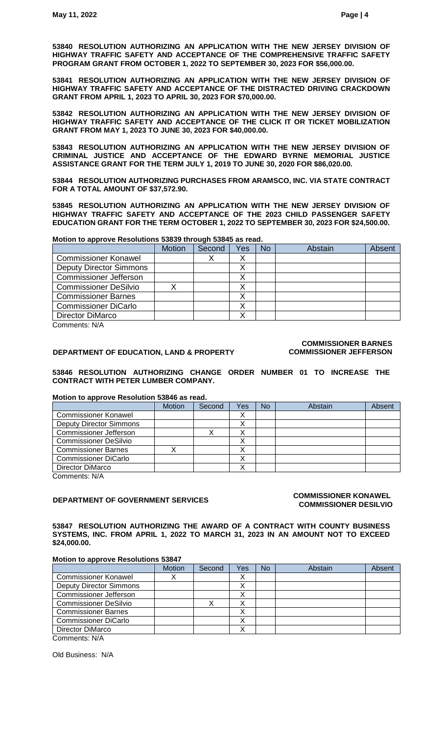**53840 RESOLUTION AUTHORIZING AN APPLICATION WITH THE NEW JERSEY DIVISION OF HIGHWAY TRAFFIC SAFETY AND ACCEPTANCE OF THE COMPREHENSIVE TRAFFIC SAFETY PROGRAM GRANT FROM OCTOBER 1, 2022 TO SEPTEMBER 30, 2023 FOR $56,000.00.**

**53841 RESOLUTION AUTHORIZING AN APPLICATION WITH THE NEW JERSEY DIVISION OF HIGHWAY TRAFFIC SAFETY AND ACCEPTANCE OF THE DISTRACTED DRIVING CRACKDOWN GRANT FROM APRIL 1, 2023 TO APRIL 30, 2023 FOR $70,000.00.**

**53842 RESOLUTION AUTHORIZING AN APPLICATION WITH THE NEW JERSEY DIVISION OF HIGHWAY TRAFFIC SAFETY AND ACCEPTANCE OF THE CLICK IT OR TICKET MOBILIZATION GRANT FROM MAY 1, 2023 TO JUNE 30, 2023 FOR $40,000.00.**

**53843 RESOLUTION AUTHORIZING AN APPLICATION WITH THE NEW JERSEY DIVISION OF CRIMINAL JUSTICE AND ACCEPTANCE OF THE EDWARD BYRNE MEMORIAL JUSTICE ASSISTANCE GRANT FOR THE TERM JULY 1, 2019 TO JUNE 30, 2020 FOR $86,020.00.**

**53844 RESOLUTION AUTHORIZING PURCHASES FROM ARAMSCO, INC. VIA STATE CONTRACT FOR A TOTAL AMOUNT OF $37,572.90.**

**53845 RESOLUTION AUTHORIZING AN APPLICATION WITH THE NEW JERSEY DIVISION OF HIGHWAY TRAFFIC SAFETY AND ACCEPTANCE OF THE 2023 CHILD PASSENGER SAFETY EDUCATION GRANT FOR THE TERM OCTOBER 1, 2022 TO SEPTEMBER 30, 2023 FOR $24,500.00.**

**Motion to approve Resolutions 53839 through 53845 as read.**

| | Motion | Second | Yes | No | Abstain | Absent |
|---|---|---|---|---|---|---|
| Commissioner Konawel | | X | X | | | |
| Deputy Director Simmons | | | X | | | |
| Commissioner Jefferson | | | X | | | |
| Commissioner DeSilvio | X | | X | | | |
| Commissioner Barnes | | | X | | | |
| Commissioner DiCarlo | | | X | | | |
| Director DiMarco | | | X | | | |

Comments: N/A

**DEPARTMENT OF EDUCATION, LAND & PROPERTY** — **COMMISSIONER BARNES, COMMISSIONER JEFFERSON**

**53846 RESOLUTION AUTHORIZING CHANGE ORDER NUMBER 01 TO INCREASE THE CONTRACT WITH PETER LUMBER COMPANY.**

**Motion to approve Resolution 53846 as read.**

| | Motion | Second | Yes | No | Abstain | Absent |
|---|---|---|---|---|---|---|
| Commissioner Konawel | | | X | | | |
| Deputy Director Simmons | | | X | | | |
| Commissioner Jefferson | | X | X | | | |
| Commissioner DeSilvio | | | X | | | |
| Commissioner Barnes | X | | X | | | |
| Commissioner DiCarlo | | | X | | | |
| Director DiMarco | | | X | | | |

Comments: N/A

**DEPARTMENT OF GOVERNMENT SERVICES** — **COMMISSIONER KONAWEL, COMMISSIONER DESILVIO**

**53847 RESOLUTION AUTHORIZING THE AWARD OF A CONTRACT WITH COUNTY BUSINESS SYSTEMS, INC. FROM APRIL 1, 2022 TO MARCH 31, 2023 IN AN AMOUNT NOT TO EXCEED $24,000.00.**

**Motion to approve Resolutions 53847**

| | Motion | Second | Yes | No | Abstain | Absent |
|---|---|---|---|---|---|---|
| Commissioner Konawel | X | | X | | | |
| Deputy Director Simmons | | | X | | | |
| Commissioner Jefferson | | | X | | | |
| Commissioner DeSilvio | | X | X | | | |
| Commissioner Barnes | | | X | | | |
| Commissioner DiCarlo | | | X | | | |
| Director DiMarco | | | X | | | |

Comments: N/A

Old Business: N/A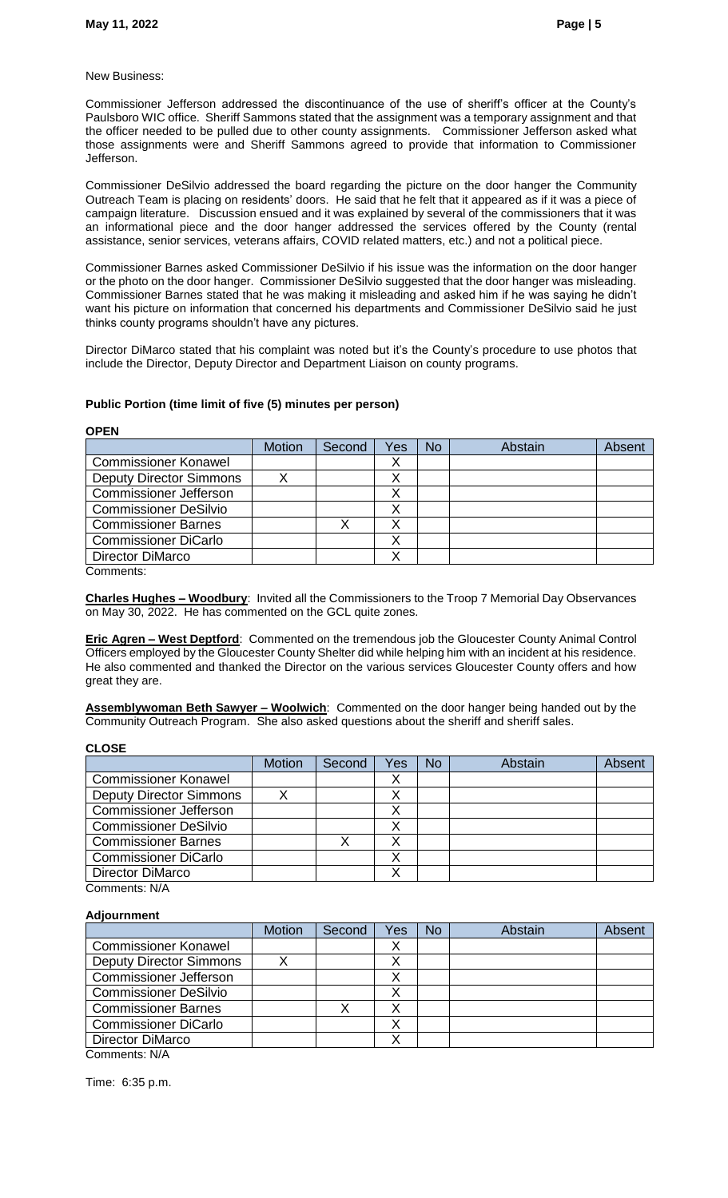New Business:

Commissioner Jefferson addressed the discontinuance of the use of sheriff's officer at the County's Paulsboro WIC office. Sheriff Sammons stated that the assignment was a temporary assignment and that the officer needed to be pulled due to other county assignments. Commissioner Jefferson asked what those assignments were and Sheriff Sammons agreed to provide that information to Commissioner Jefferson.

Commissioner DeSilvio addressed the board regarding the picture on the door hanger the Community Outreach Team is placing on residents' doors. He said that he felt that it appeared as if it was a piece of campaign literature. Discussion ensued and it was explained by several of the commissioners that it was an informational piece and the door hanger addressed the services offered by the County (rental assistance, senior services, veterans affairs, COVID related matters, etc.) and not a political piece.

Commissioner Barnes asked Commissioner DeSilvio if his issue was the information on the door hanger or the photo on the door hanger. Commissioner DeSilvio suggested that the door hanger was misleading. Commissioner Barnes stated that he was making it misleading and asked him if he was saying he didn't want his picture on information that concerned his departments and Commissioner DeSilvio said he just thinks county programs shouldn't have any pictures.

Director DiMarco stated that his complaint was noted but it's the County's procedure to use photos that include the Director, Deputy Director and Department Liaison on county programs.

**Public Portion (time limit of five (5) minutes per person)**

**OPEN**

| | Motion | Second | Yes | No | Abstain | Absent |
|---|---|---|---|---|---|---|
| Commissioner Konawel | | | X | | | |
| Deputy Director Simmons | X | | X | | | |
| Commissioner Jefferson | | | X | | | |
| Commissioner DeSilvio | | | X | | | |
| Commissioner Barnes | | X | X | | | |
| Commissioner DiCarlo | | | X | | | |
| Director DiMarco | | | X | | | |

Comments:

**Charles Hughes – Woodbury**: Invited all the Commissioners to the Troop 7 Memorial Day Observances on May 30, 2022. He has commented on the GCL quite zones.

**Eric Agren – West Deptford**: Commented on the tremendous job the Gloucester County Animal Control Officers employed by the Gloucester County Shelter did while helping him with an incident at his residence. He also commented and thanked the Director on the various services Gloucester County offers and how great they are.

**Assemblywoman Beth Sawyer – Woolwich**: Commented on the door hanger being handed out by the Community Outreach Program. She also asked questions about the sheriff and sheriff sales.

**CLOSE**

| | Motion | Second | Yes | No | Abstain | Absent |
|---|---|---|---|---|---|---|
| Commissioner Konawel | | | X | | | |
| Deputy Director Simmons | X | | X | | | |
| Commissioner Jefferson | | | X | | | |
| Commissioner DeSilvio | | | X | | | |
| Commissioner Barnes | | X | X | | | |
| Commissioner DiCarlo | | | X | | | |
| Director DiMarco | | | X | | | |

Comments: N/A

**Adjournment**

| | Motion | Second | Yes | No | Abstain | Absent |
|---|---|---|---|---|---|---|
| Commissioner Konawel | | | X | | | |
| Deputy Director Simmons | X | | X | | | |
| Commissioner Jefferson | | | X | | | |
| Commissioner DeSilvio | | | X | | | |
| Commissioner Barnes | | X | X | | | |
| Commissioner DiCarlo | | | X | | | |
| Director DiMarco | | | X | | | |

Comments: N/A

Time: 6:35 p.m.